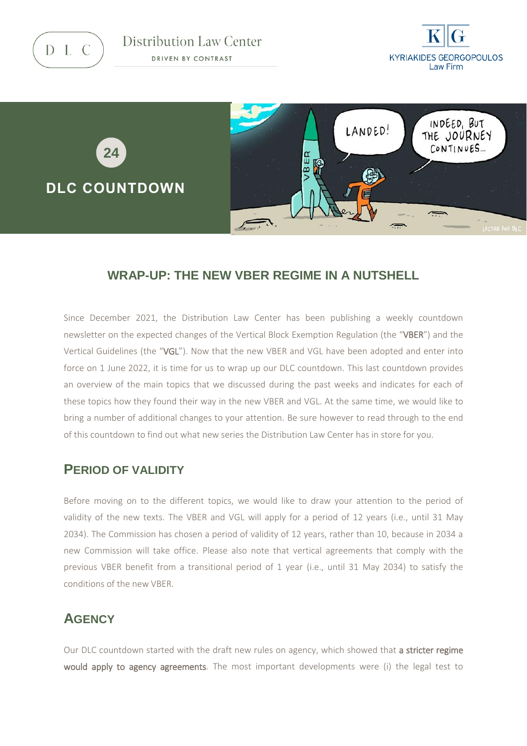Distribution Law Center

DRIVEN BY CONTRAST

KYRIAKIDES GEORGOPOULOS Law Firm

24

**DLC COUNTDOWN**

## WRAP-UP: THE NEW VBER REGIME IN A NUTSHELL

Since December 2021, the Distribution Law Center has been publishing a weekly countdown newsletter on the expected changes of the Vertical Block Exemption Regulation (the "**VBER**") and the Vertical Guidelines (the "**VGL**"). Now that the new VBER and VGL have been adopted and enter into force on 1 June 2022, it is time for us to wrap up our DLC countdown. This last countdown provides an overview of the main topics that we discussed during the past weeks and indicates for each of these topics how they found their way in the new VBER and VGL. At the same time, we would like to bring a number of additional changes to your attention. Be sure however to read through to the end of this countdown to find out what new series the Distribution Law Center has in store for you.

### PERIOD OF VALIDITY

Before moving on to the different topics, we would like to draw your attention to the period of validity of the new texts. The VBER and VGL will apply for a period of 12 years (i.e., until 31 May 2034). The Commission has chosen a period of validity of 12 years, rather than 10, because in 2034 a new Commission will take office. Please also note that vertical agreements that comply with the previous VBER benefit from a transitional period of 1 year (i.e., until 31 May 2034) to satisfy the conditions of the new VBER.

### AGENCY

Our DLC countdown started with the draft new rules on agency, which showed that **a stricter regime would apply to agency agreements**. The most important developments were (i) the legal test to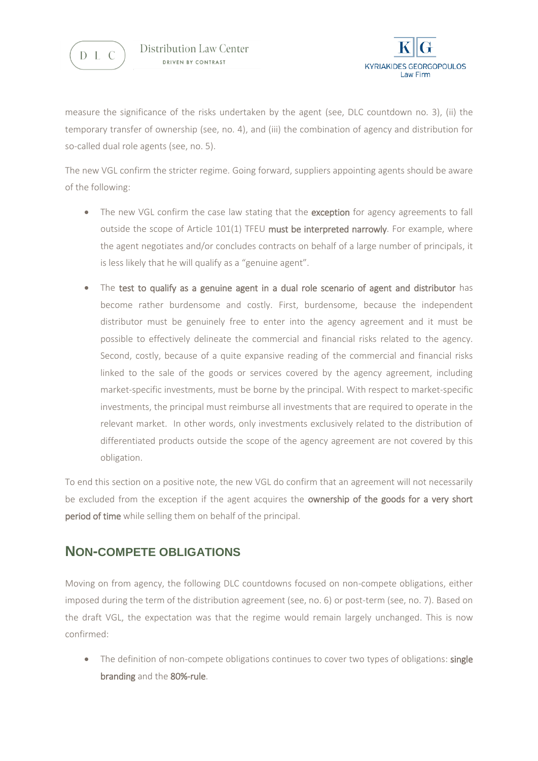measure the significance of the risks undertaken by the agent (see, DLC countdown no. 3), (ii) the temporary transfer of ownership (see, no. 4), and (iii) the combination of agency and distribution for so-called dual role agents (see, no. 5).

The new VGL confirm the stricter regime. Going forward, suppliers appointing agents should be aware of the following:

- The new VGL confirm the case law stating that the **exception** for agency agreements to fall outside the scope of Article 101(1) TFEU **must be interpreted narrowly**. For example, where the agent negotiates and/or concludes contracts on behalf of a large number of principals, it is less likely that he will qualify as a "genuine agent".
- The **test to qualify as a genuine agent in a dual role scenario of agent and distributor** has become rather burdensome and costly. First, burdensome, because the independent distributor must be genuinely free to enter into the agency agreement and it must be possible to effectively delineate the commercial and financial risks related to the agency. Second, costly, because of a quite expansive reading of the commercial and financial risks linked to the sale of the goods or services covered by the agency agreement, including market-specific investments, must be borne by the principal. With respect to market-specific investments, the principal must reimburse all investments that are required to operate in the relevant market. In other words, only investments exclusively related to the distribution of differentiated products outside the scope of the agency agreement are not covered by this obligation.

To end this section on a positive note, the new VGL do confirm that an agreement will not necessarily be excluded from the exception if the agent acquires the **ownership of the goods for a very short period of time** while selling them on behalf of the principal.

## NON-COMPETE OBLIGATIONS

Moving on from agency, the following DLC countdowns focused on non-compete obligations, either imposed during the term of the distribution agreement (see, no. 6) or post-term (see, no. 7). Based on the draft VGL, the expectation was that the regime would remain largely unchanged. This is now confirmed:

- The definition of non-compete obligations continues to cover two types of obligations: **single branding** and the **80%-rule**.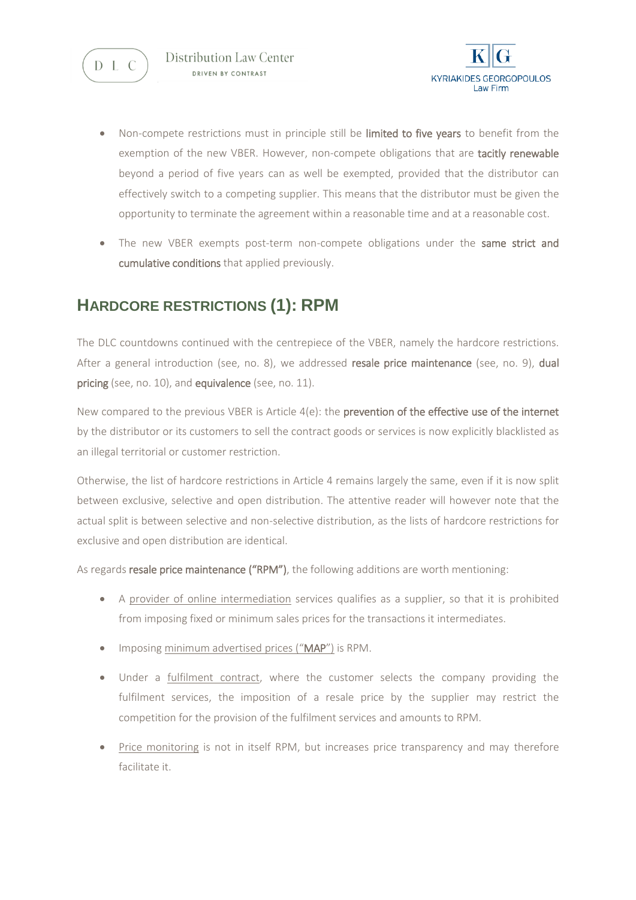- Non-compete restrictions must in principle still be **limited to five years** to benefit from the exemption of the new VBER. However, non-compete obligations that are **tacitly renewable** beyond a period of five years can as well be exempted, provided that the distributor can effectively switch to a competing supplier. This means that the distributor must be given the opportunity to terminate the agreement within a reasonable time and at a reasonable cost.
- The new VBER exempts post-term non-compete obligations under the **same strict and cumulative conditions** that applied previously.

## HARDCORE RESTRICTIONS (1): RPM

The DLC countdowns continued with the centrepiece of the VBER, namely the hardcore restrictions. After a general introduction (see, no. 8), we addressed **resale price maintenance** (see, no. 9), **dual pricing** (see, no. 10), and **equivalence** (see, no. 11).

New compared to the previous VBER is Article 4(e): the **prevention of the effective use of the internet** by the distributor or its customers to sell the contract goods or services is now explicitly blacklisted as an illegal territorial or customer restriction.

Otherwise, the list of hardcore restrictions in Article 4 remains largely the same, even if it is now split between exclusive, selective and open distribution. The attentive reader will however note that the actual split is between selective and non-selective distribution, as the lists of hardcore restrictions for exclusive and open distribution are identical.

As regards **resale price maintenance ("RPM")**, the following additions are worth mentioning:

- A provider of online intermediation services qualifies as a supplier, so that it is prohibited from imposing fixed or minimum sales prices for the transactions it intermediates.
- Imposing minimum advertised prices ("**MAP**") is RPM.
- Under a fulfilment contract, where the customer selects the company providing the fulfilment services, the imposition of a resale price by the supplier may restrict the competition for the provision of the fulfilment services and amounts to RPM.
- Price monitoring is not in itself RPM, but increases price transparency and may therefore facilitate it.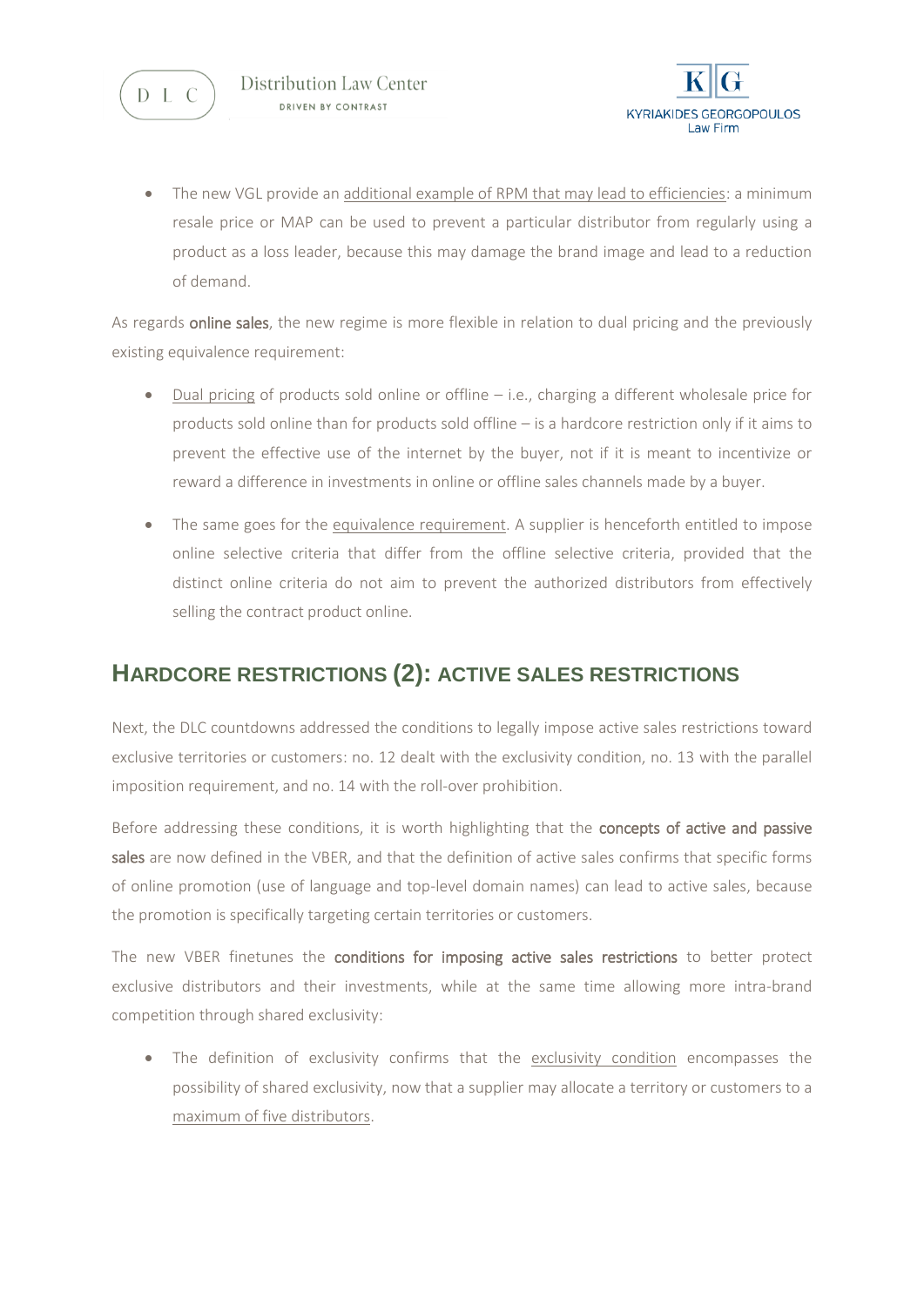- The new VGL provide an additional example of RPM that may lead to efficiencies: a minimum resale price or MAP can be used to prevent a particular distributor from regularly using a product as a loss leader, because this may damage the brand image and lead to a reduction of demand.

As regards **online sales**, the new regime is more flexible in relation to dual pricing and the previously existing equivalence requirement:

- Dual pricing of products sold online or offline – i.e., charging a different wholesale price for products sold online than for products sold offline – is a hardcore restriction only if it aims to prevent the effective use of the internet by the buyer, not if it is meant to incentivize or reward a difference in investments in online or offline sales channels made by a buyer.
- The same goes for the equivalence requirement. A supplier is henceforth entitled to impose online selective criteria that differ from the offline selective criteria, provided that the distinct online criteria do not aim to prevent the authorized distributors from effectively selling the contract product online.

## HARDCORE RESTRICTIONS (2): ACTIVE SALES RESTRICTIONS

Next, the DLC countdowns addressed the conditions to legally impose active sales restrictions toward exclusive territories or customers: no. 12 dealt with the exclusivity condition, no. 13 with the parallel imposition requirement, and no. 14 with the roll-over prohibition.

Before addressing these conditions, it is worth highlighting that the **concepts of active and passive sales** are now defined in the VBER, and that the definition of active sales confirms that specific forms of online promotion (use of language and top-level domain names) can lead to active sales, because the promotion is specifically targeting certain territories or customers.

The new VBER finetunes the **conditions for imposing active sales restrictions** to better protect exclusive distributors and their investments, while at the same time allowing more intra-brand competition through shared exclusivity:

- The definition of exclusivity confirms that the exclusivity condition encompasses the possibility of shared exclusivity, now that a supplier may allocate a territory or customers to a maximum of five distributors.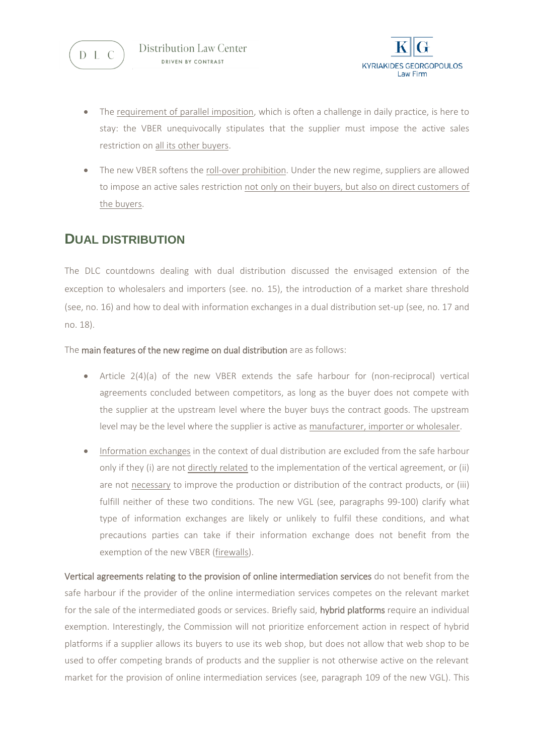- The requirement of parallel imposition, which is often a challenge in daily practice, is here to stay: the VBER unequivocally stipulates that the supplier must impose the active sales restriction on all its other buyers.
- The new VBER softens the roll-over prohibition. Under the new regime, suppliers are allowed to impose an active sales restriction not only on their buyers, but also on direct customers of the buyers.

## DUAL DISTRIBUTION

The DLC countdowns dealing with dual distribution discussed the envisaged extension of the exception to wholesalers and importers (see. no. 15), the introduction of a market share threshold (see, no. 16) and how to deal with information exchanges in a dual distribution set-up (see, no. 17 and no. 18).

The **main features of the new regime on dual distribution** are as follows:

- Article 2(4)(a) of the new VBER extends the safe harbour for (non-reciprocal) vertical agreements concluded between competitors, as long as the buyer does not compete with the supplier at the upstream level where the buyer buys the contract goods. The upstream level may be the level where the supplier is active as manufacturer, importer or wholesaler.
- Information exchanges in the context of dual distribution are excluded from the safe harbour only if they (i) are not directly related to the implementation of the vertical agreement, or (ii) are not necessary to improve the production or distribution of the contract products, or (iii) fulfill neither of these two conditions. The new VGL (see, paragraphs 99-100) clarify what type of information exchanges are likely or unlikely to fulfil these conditions, and what precautions parties can take if their information exchange does not benefit from the exemption of the new VBER (firewalls).

**Vertical agreements relating to the provision of online intermediation services** do not benefit from the safe harbour if the provider of the online intermediation services competes on the relevant market for the sale of the intermediated goods or services. Briefly said, **hybrid platforms** require an individual exemption. Interestingly, the Commission will not prioritize enforcement action in respect of hybrid platforms if a supplier allows its buyers to use its web shop, but does not allow that web shop to be used to offer competing brands of products and the supplier is not otherwise active on the relevant market for the provision of online intermediation services (see, paragraph 109 of the new VGL). This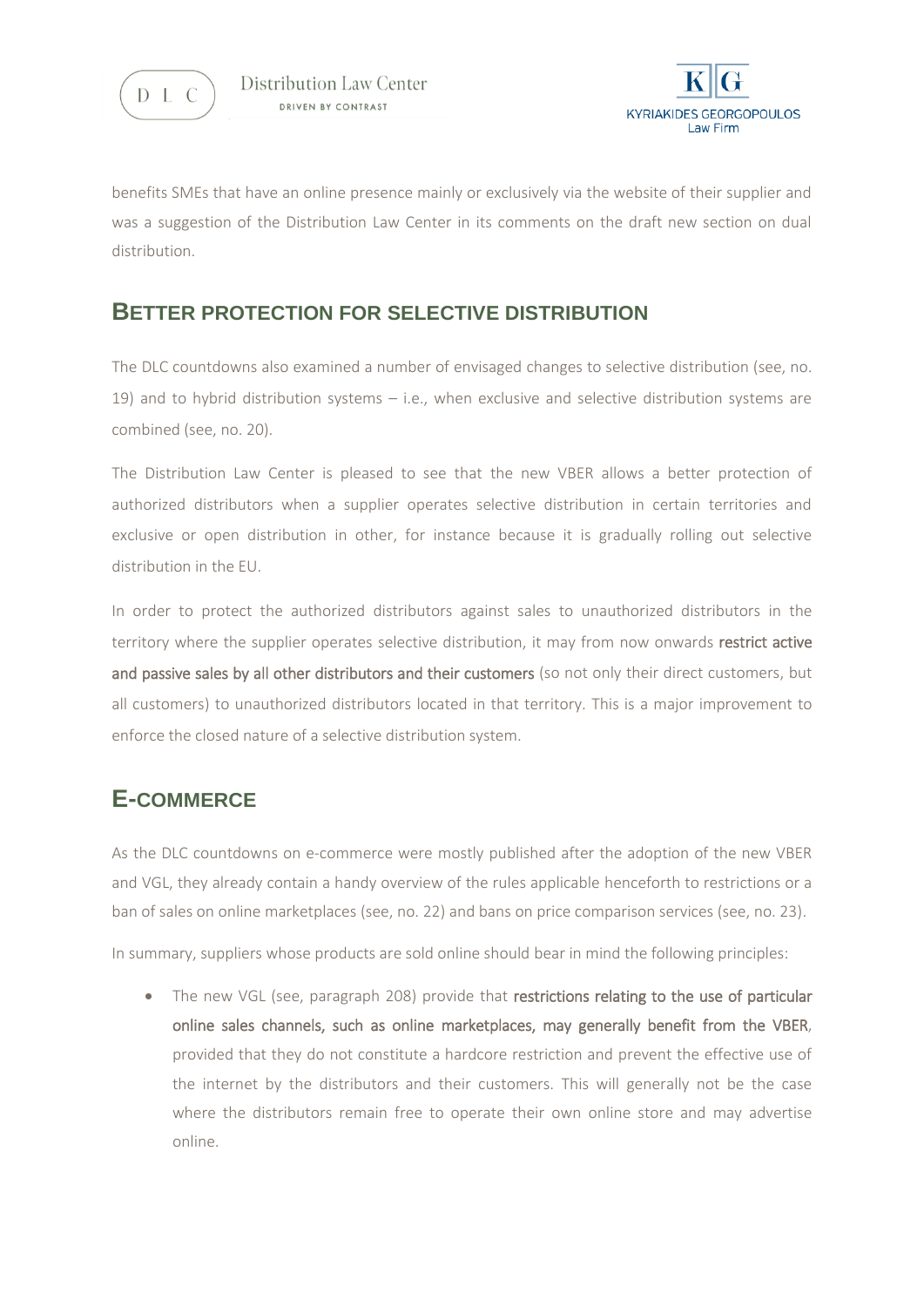benefits SMEs that have an online presence mainly or exclusively via the website of their supplier and was a suggestion of the Distribution Law Center in its comments on the draft new section on dual distribution.

## BETTER PROTECTION FOR SELECTIVE DISTRIBUTION

The DLC countdowns also examined a number of envisaged changes to selective distribution (see, no. 19) and to hybrid distribution systems – i.e., when exclusive and selective distribution systems are combined (see, no. 20).

The Distribution Law Center is pleased to see that the new VBER allows a better protection of authorized distributors when a supplier operates selective distribution in certain territories and exclusive or open distribution in other, for instance because it is gradually rolling out selective distribution in the EU.

In order to protect the authorized distributors against sales to unauthorized distributors in the territory where the supplier operates selective distribution, it may from now onwards **restrict active and passive sales by all other distributors and their customers** (so not only their direct customers, but all customers) to unauthorized distributors located in that territory. This is a major improvement to enforce the closed nature of a selective distribution system.

## E-COMMERCE

As the DLC countdowns on e-commerce were mostly published after the adoption of the new VBER and VGL, they already contain a handy overview of the rules applicable henceforth to restrictions or a ban of sales on online marketplaces (see, no. 22) and bans on price comparison services (see, no. 23).

In summary, suppliers whose products are sold online should bear in mind the following principles:

- The new VGL (see, paragraph 208) provide that **restrictions relating to the use of particular online sales channels, such as online marketplaces, may generally benefit from the VBER**, provided that they do not constitute a hardcore restriction and prevent the effective use of the internet by the distributors and their customers. This will generally not be the case where the distributors remain free to operate their own online store and may advertise online.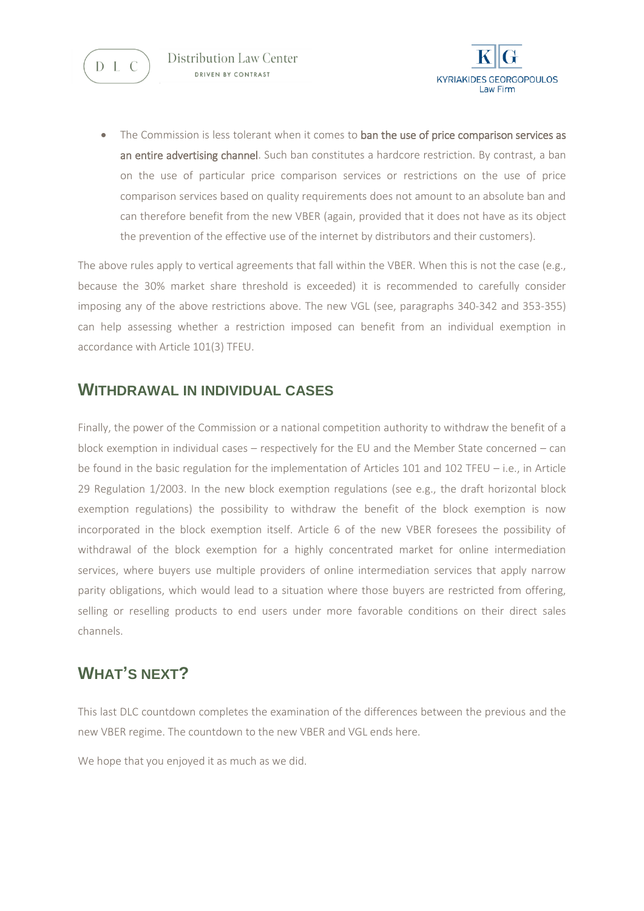- The Commission is less tolerant when it comes to **ban the use of price comparison services as an entire advertising channel**. Such ban constitutes a hardcore restriction. By contrast, a ban on the use of particular price comparison services or restrictions on the use of price comparison services based on quality requirements does not amount to an absolute ban and can therefore benefit from the new VBER (again, provided that it does not have as its object the prevention of the effective use of the internet by distributors and their customers).

The above rules apply to vertical agreements that fall within the VBER. When this is not the case (e.g., because the 30% market share threshold is exceeded) it is recommended to carefully consider imposing any of the above restrictions above. The new VGL (see, paragraphs 340-342 and 353-355) can help assessing whether a restriction imposed can benefit from an individual exemption in accordance with Article 101(3) TFEU.

## WITHDRAWAL IN INDIVIDUAL CASES

Finally, the power of the Commission or a national competition authority to withdraw the benefit of a block exemption in individual cases – respectively for the EU and the Member State concerned – can be found in the basic regulation for the implementation of Articles 101 and 102 TFEU – i.e., in Article 29 Regulation 1/2003. In the new block exemption regulations (see e.g., the draft horizontal block exemption regulations) the possibility to withdraw the benefit of the block exemption is now incorporated in the block exemption itself. Article 6 of the new VBER foresees the possibility of withdrawal of the block exemption for a highly concentrated market for online intermediation services, where buyers use multiple providers of online intermediation services that apply narrow parity obligations, which would lead to a situation where those buyers are restricted from offering, selling or reselling products to end users under more favorable conditions on their direct sales channels.

## WHAT'S NEXT?

This last DLC countdown completes the examination of the differences between the previous and the new VBER regime. The countdown to the new VBER and VGL ends here.

We hope that you enjoyed it as much as we did.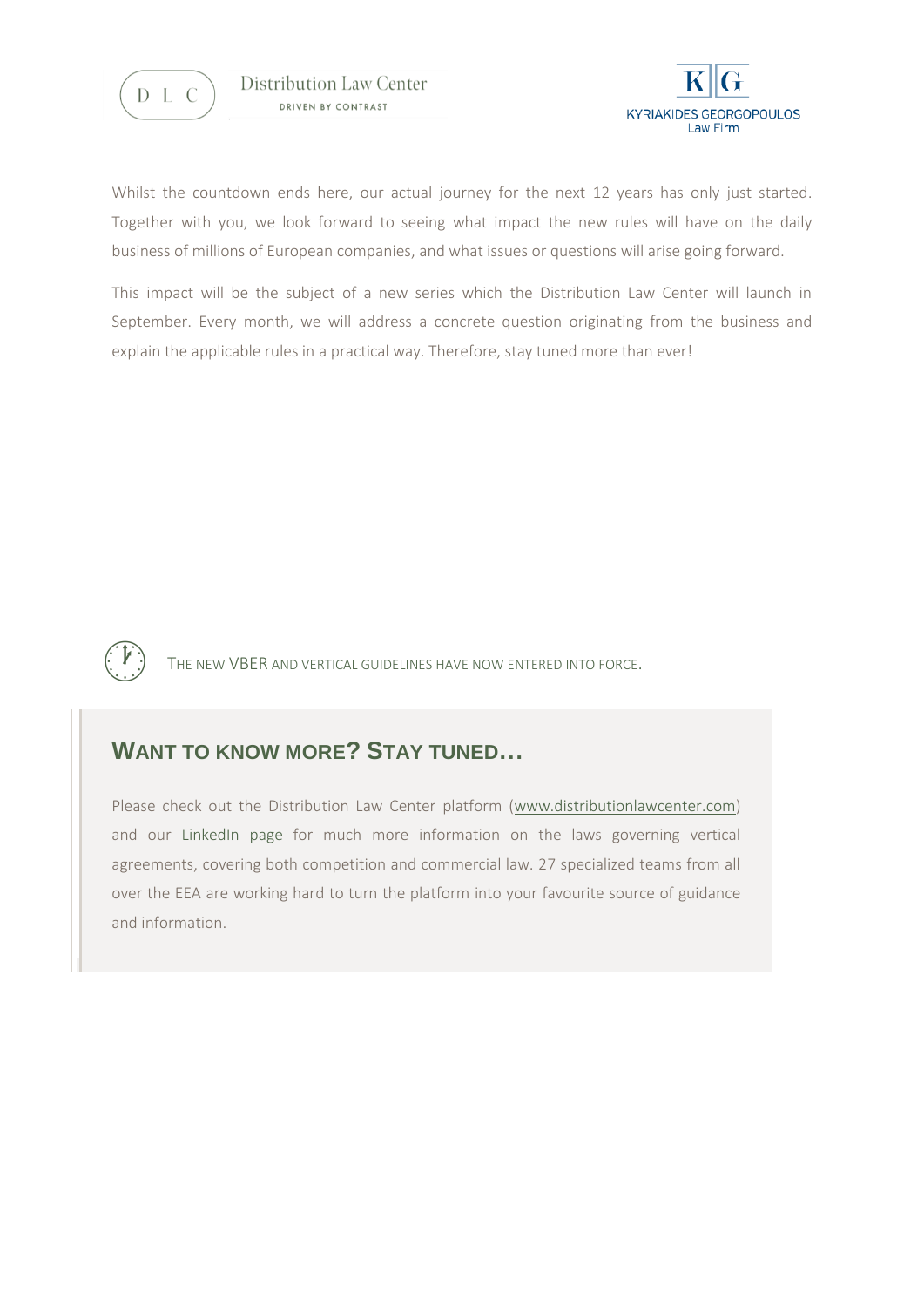Whilst the countdown ends here, our actual journey for the next 12 years has only just started. Together with you, we look forward to seeing what impact the new rules will have on the daily business of millions of European companies, and what issues or questions will arise going forward.

This impact will be the subject of a new series which the Distribution Law Center will launch in September. Every month, we will address a concrete question originating from the business and explain the applicable rules in a practical way. Therefore, stay tuned more than ever!

THE NEW VBER AND VERTICAL GUIDELINES HAVE NOW ENTERED INTO FORCE.

## WANT TO KNOW MORE? STAY TUNED…

Please check out the Distribution Law Center platform (www.distributionlawcenter.com) and our LinkedIn page for much more information on the laws governing vertical agreements, covering both competition and commercial law. 27 specialized teams from all over the EEA are working hard to turn the platform into your favourite source of guidance and information.